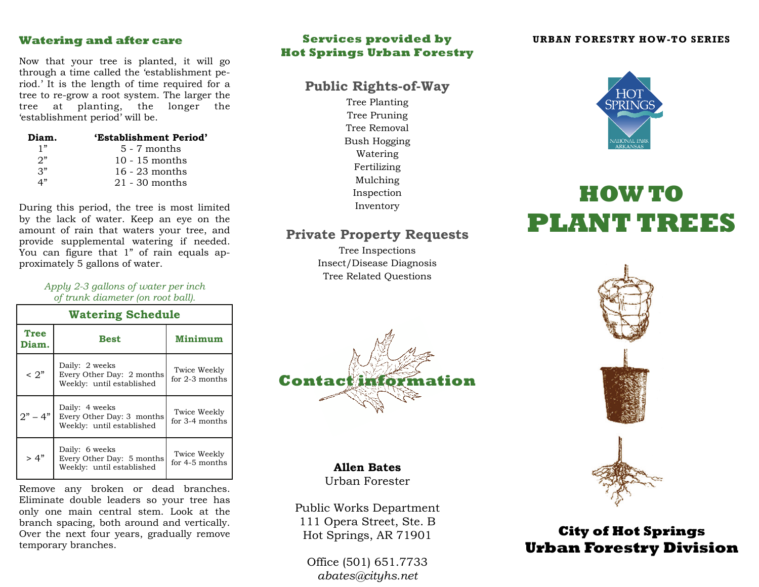## Watering and after care

Now that your tree is planted, it will go through a time called the 'establishment period.' It is the length of time required for a tree to re-grow a root system. The larger the tree at planting, the longer the 'establishment period' will be.

| Diam. | 'Establishment Period' |
|---|---|
| 1" | 5 - 7 months |
| 2" | 10 - 15 months |
| 3" | 16 - 23 months |
| 4" | 21 - 30 months |

During this period, the tree is most limited by the lack of water. Keep an eye on the amount of rain that waters your tree, and provide supplemental watering if needed. You can figure that 1" of rain equals approximately 5 gallons of water.

*Apply 2-3 gallons of water per inch of trunk diameter (on root ball).*

**Watering Schedule**

| Tree Diam. | Best | Minimum |
|---|---|---|
| < 2" | Daily: 2 weeks<br>Every Other Day: 2 months<br>Weekly: until established | Twice Weekly for 2-3 months |
| 2" – 4" | Daily: 4 weeks<br>Every Other Day: 3 months<br>Weekly: until established | Twice Weekly for 3-4 months |
| > 4" | Daily: 6 weeks<br>Every Other Day: 5 months<br>Weekly: until established | Twice Weekly for 4-5 months |

Remove any broken or dead branches. Eliminate double leaders so your tree has only one main central stem. Look at the branch spacing, both around and vertically. Over the next four years, gradually remove temporary branches.

## Services provided by Hot Springs Urban Forestry

### Public Rights-of-Way

Tree Planting
Tree Pruning
Tree Removal
Bush Hogging
Watering
Fertilizing
Mulching
Inspection
Inventory

### Private Property Requests

Tree Inspections
Insect/Disease Diagnosis
Tree Related Questions

## Contact information

**Allen Bates**
Urban Forester

Public Works Department
111 Opera Street, Ste. B
Hot Springs, AR 71901

Office (501) 651.7733
*abates@cityhs.net*

**URBAN FORESTRY HOW-TO SERIES**

HOT SPRINGS
NATIONAL PARK
ARKANSAS

# HOW TO PLANT TREES

**City of Hot Springs**
**Urban Forestry Division**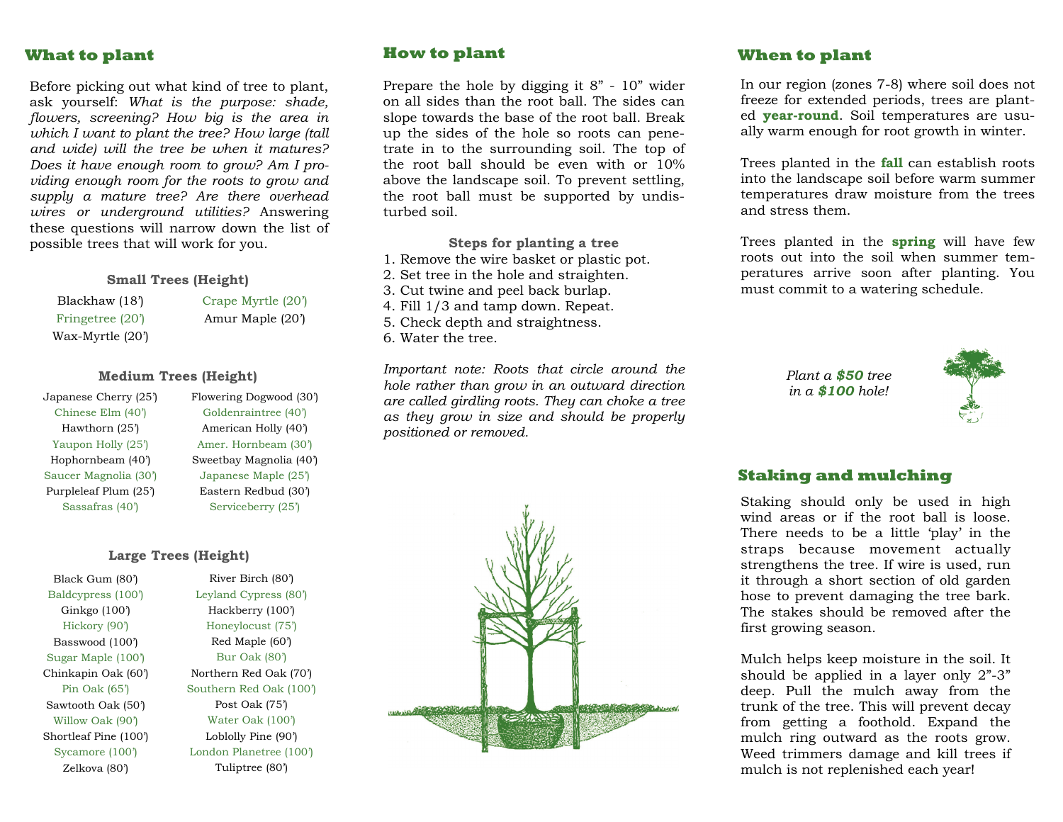## What to plant

Before picking out what kind of tree to plant, ask yourself: *What is the purpose: shade, flowers, screening? How big is the area in which I want to plant the tree? How large (tall and wide) will the tree be when it matures? Does it have enough room to grow? Am I providing enough room for the roots to grow and supply a mature tree? Are there overhead wires or underground utilities?* Answering these questions will narrow down the list of possible trees that will work for you.

### Small Trees (Height)

| | |
|---|---|
| Blackhaw (18') | Crape Myrtle (20') |
| Fringetree (20') | Amur Maple (20') |
| Wax-Myrtle (20') | |

### Medium Trees (Height)

| | |
|---|---|
| Japanese Cherry (25') | Flowering Dogwood (30') |
| Chinese Elm (40') | Goldenraintree (40') |
| Hawthorn (25') | American Holly (40') |
| Yaupon Holly (25') | Amer. Hornbeam (30') |
| Hophornbeam (40') | Sweetbay Magnolia (40') |
| Saucer Magnolia (30') | Japanese Maple (25') |
| Purpleleaf Plum (25') | Eastern Redbud (30') |
| Sassafras (40') | Serviceberry (25') |

### Large Trees (Height)

| | |
|---|---|
| Black Gum (80') | River Birch (80') |
| Baldcypress (100') | Leyland Cypress (80') |
| Ginkgo (100') | Hackberry (100') |
| Hickory (90') | Honeylocust (75') |
| Basswood (100') | Red Maple (60') |
| Sugar Maple (100') | Bur Oak (80') |
| Chinkapin Oak (60') | Northern Red Oak (70') |
| Pin Oak (65') | Southern Red Oak (100') |
| Sawtooth Oak (50') | Post Oak (75') |
| Willow Oak (90') | Water Oak (100') |
| Shortleaf Pine (100') | Loblolly Pine (90') |
| Sycamore (100') | London Planetree (100') |
| Zelkova (80') | Tuliptree (80') |

## How to plant

Prepare the hole by digging it 8" - 10" wider on all sides than the root ball. The sides can slope towards the base of the root ball. Break up the sides of the hole so roots can penetrate in to the surrounding soil. The top of the root ball should be even with or 10% above the landscape soil. To prevent settling, the root ball must be supported by undisturbed soil.

### Steps for planting a tree

1. Remove the wire basket or plastic pot.
2. Set tree in the hole and straighten.
3. Cut twine and peel back burlap.
4. Fill 1/3 and tamp down. Repeat.
5. Check depth and straightness.
6. Water the tree.

*Important note: Roots that circle around the hole rather than grow in an outward direction are called girdling roots. They can choke a tree as they grow in size and should be properly positioned or removed.*

## When to plant

In our region (zones 7-8) where soil does not freeze for extended periods, trees are planted **year-round**. Soil temperatures are usually warm enough for root growth in winter.

Trees planted in the **fall** can establish roots into the landscape soil before warm summer temperatures draw moisture from the trees and stress them.

Trees planted in the **spring** will have few roots out into the soil when summer temperatures arrive soon after planting. You must commit to a watering schedule.

*Plant a **$50** tree in a **$100** hole!*

## Staking and mulching

Staking should only be used in high wind areas or if the root ball is loose. There needs to be a little 'play' in the straps because movement actually strengthens the tree. If wire is used, run it through a short section of old garden hose to prevent damaging the tree bark. The stakes should be removed after the first growing season.

Mulch helps keep moisture in the soil. It should be applied in a layer only 2"-3" deep. Pull the mulch away from the trunk of the tree. This will prevent decay from getting a foothold. Expand the mulch ring outward as the roots grow. Weed trimmers damage and kill trees if mulch is not replenished each year!